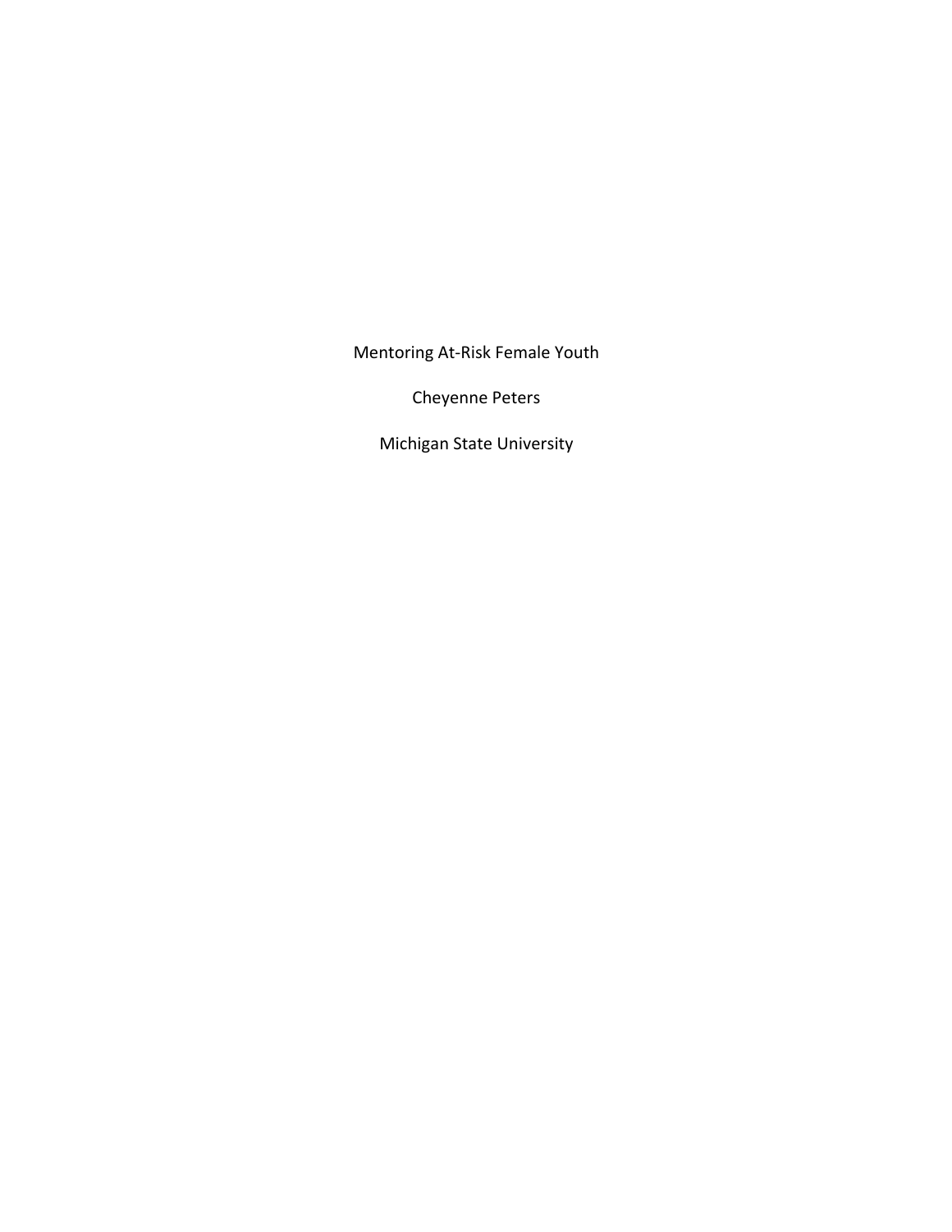# Mentoring At-Risk Female Youth

Cheyenne Peters

Michigan State University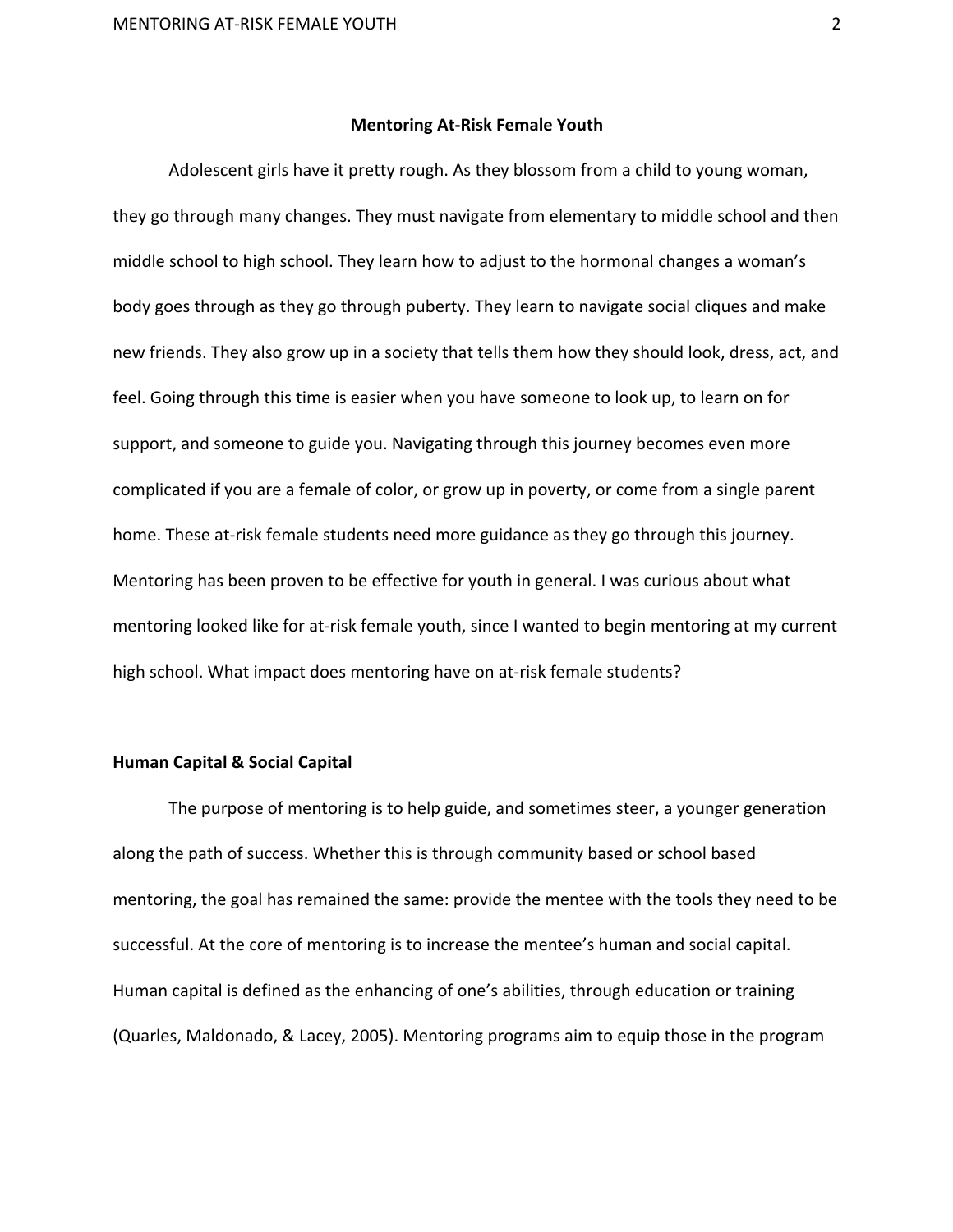# Mentoring At-Risk Female Youth

Adolescent girls have it pretty rough. As they blossom from a child to young woman, they go through many changes. They must navigate from elementary to middle school and then middle school to high school. They learn how to adjust to the hormonal changes a woman's body goes through as they go through puberty. They learn to navigate social cliques and make new friends. They also grow up in a society that tells them how they should look, dress, act, and feel. Going through this time is easier when you have someone to look up, to learn on for support, and someone to guide you. Navigating through this journey becomes even more complicated if you are a female of color, or grow up in poverty, or come from a single parent home. These at-risk female students need more guidance as they go through this journey. Mentoring has been proven to be effective for youth in general. I was curious about what mentoring looked like for at-risk female youth, since I wanted to begin mentoring at my current high school. What impact does mentoring have on at-risk female students?

## Human Capital & Social Capital

The purpose of mentoring is to help guide, and sometimes steer, a younger generation along the path of success. Whether this is through community based or school based mentoring, the goal has remained the same: provide the mentee with the tools they need to be successful. At the core of mentoring is to increase the mentee's human and social capital. Human capital is defined as the enhancing of one's abilities, through education or training (Quarles, Maldonado, & Lacey, 2005). Mentoring programs aim to equip those in the program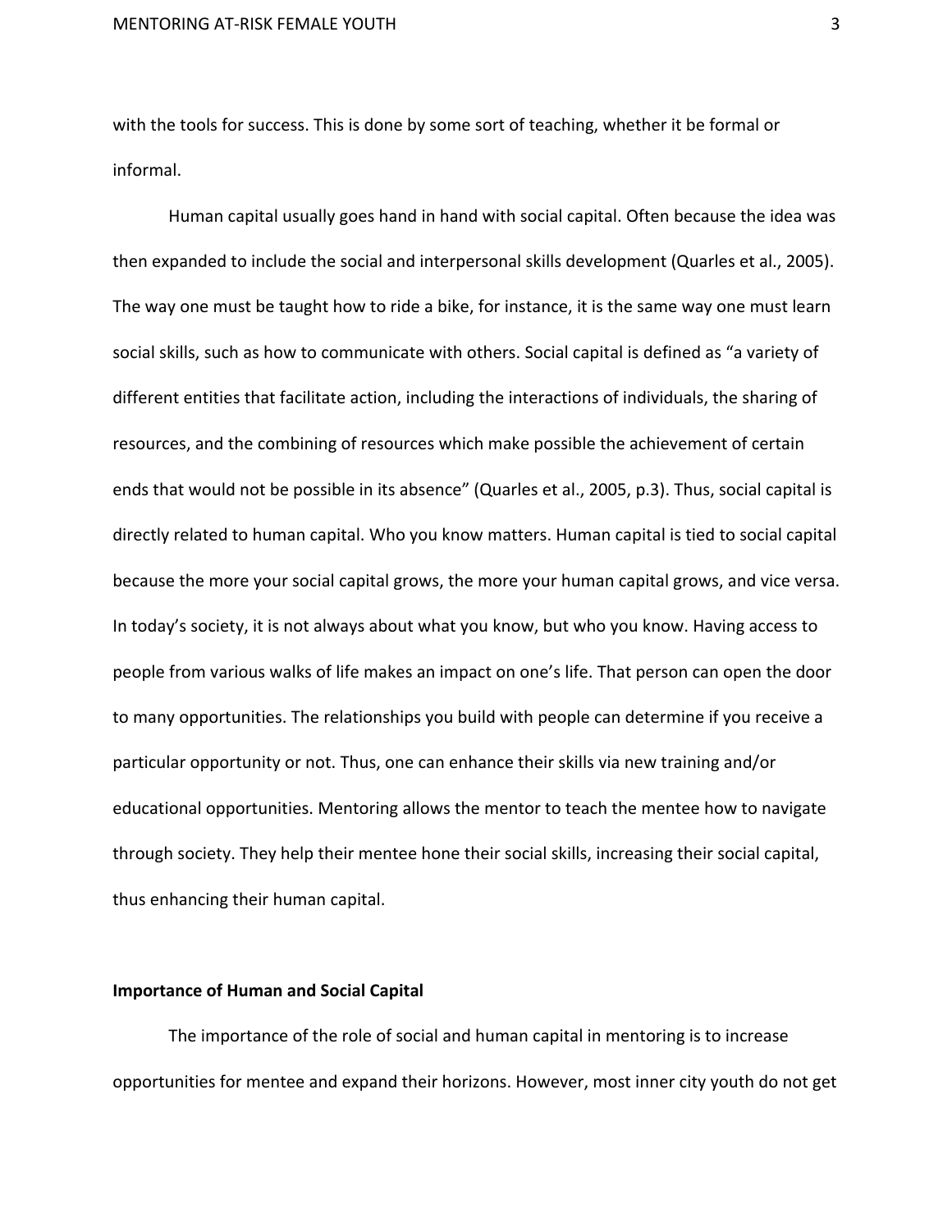with the tools for success. This is done by some sort of teaching, whether it be formal or informal.

Human capital usually goes hand in hand with social capital. Often because the idea was then expanded to include the social and interpersonal skills development (Quarles et al., 2005). The way one must be taught how to ride a bike, for instance, it is the same way one must learn social skills, such as how to communicate with others. Social capital is defined as "a variety of different entities that facilitate action, including the interactions of individuals, the sharing of resources, and the combining of resources which make possible the achievement of certain ends that would not be possible in its absence" (Quarles et al., 2005, p.3). Thus, social capital is directly related to human capital. Who you know matters. Human capital is tied to social capital because the more your social capital grows, the more your human capital grows, and vice versa. In today's society, it is not always about what you know, but who you know. Having access to people from various walks of life makes an impact on one's life. That person can open the door to many opportunities. The relationships you build with people can determine if you receive a particular opportunity or not. Thus, one can enhance their skills via new training and/or educational opportunities. Mentoring allows the mentor to teach the mentee how to navigate through society. They help their mentee hone their social skills, increasing their social capital, thus enhancing their human capital.

**Importance of Human and Social Capital**

The importance of the role of social and human capital in mentoring is to increase opportunities for mentee and expand their horizons. However, most inner city youth do not get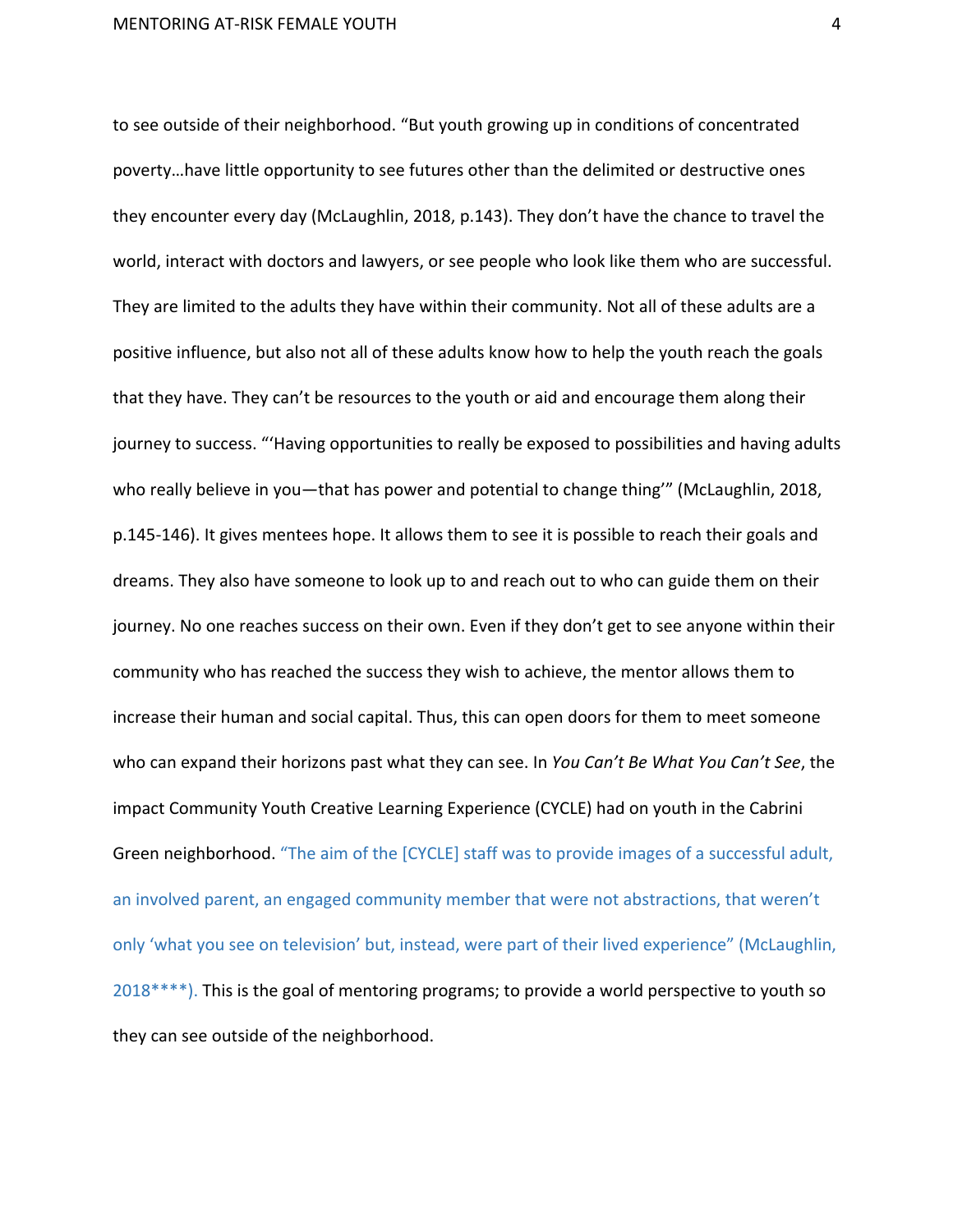to see outside of their neighborhood. "But youth growing up in conditions of concentrated poverty…have little opportunity to see futures other than the delimited or destructive ones they encounter every day (McLaughlin, 2018, p.143). They don't have the chance to travel the world, interact with doctors and lawyers, or see people who look like them who are successful. They are limited to the adults they have within their community. Not all of these adults are a positive influence, but also not all of these adults know how to help the youth reach the goals that they have. They can't be resources to the youth or aid and encourage them along their journey to success. "'Having opportunities to really be exposed to possibilities and having adults who really believe in you—that has power and potential to change thing'" (McLaughlin, 2018, p.145-146). It gives mentees hope. It allows them to see it is possible to reach their goals and dreams. They also have someone to look up to and reach out to who can guide them on their journey. No one reaches success on their own. Even if they don't get to see anyone within their community who has reached the success they wish to achieve, the mentor allows them to increase their human and social capital. Thus, this can open doors for them to meet someone who can expand their horizons past what they can see. In *You Can't Be What You Can't See*, the impact Community Youth Creative Learning Experience (CYCLE) had on youth in the Cabrini Green neighborhood. "The aim of the [CYCLE] staff was to provide images of a successful adult, an involved parent, an engaged community member that were not abstractions, that weren't only 'what you see on television' but, instead, were part of their lived experience" (McLaughlin, 2018****). This is the goal of mentoring programs; to provide a world perspective to youth so they can see outside of the neighborhood.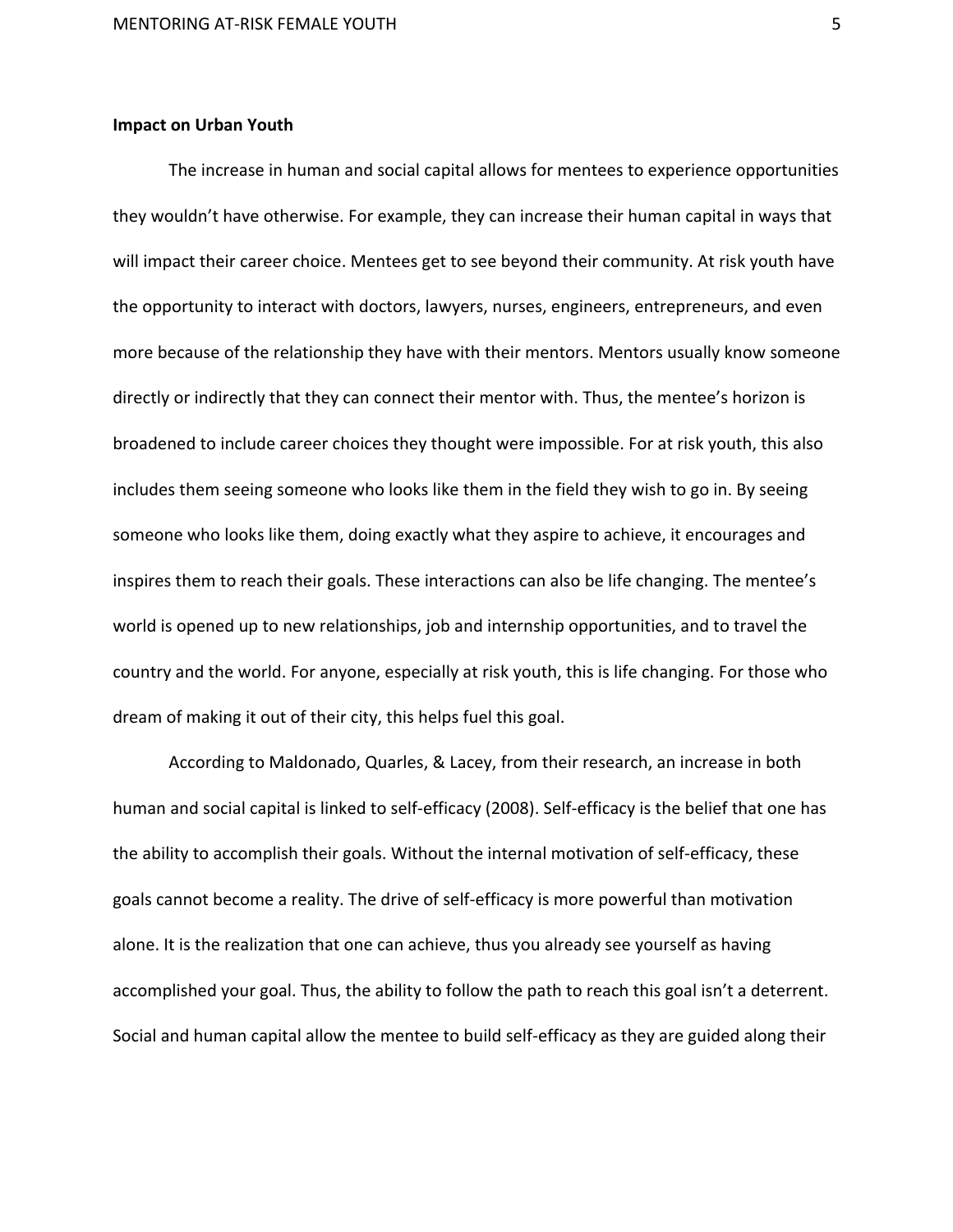**Impact on Urban Youth**

The increase in human and social capital allows for mentees to experience opportunities they wouldn't have otherwise. For example, they can increase their human capital in ways that will impact their career choice. Mentees get to see beyond their community. At risk youth have the opportunity to interact with doctors, lawyers, nurses, engineers, entrepreneurs, and even more because of the relationship they have with their mentors. Mentors usually know someone directly or indirectly that they can connect their mentor with. Thus, the mentee's horizon is broadened to include career choices they thought were impossible. For at risk youth, this also includes them seeing someone who looks like them in the field they wish to go in. By seeing someone who looks like them, doing exactly what they aspire to achieve, it encourages and inspires them to reach their goals. These interactions can also be life changing. The mentee's world is opened up to new relationships, job and internship opportunities, and to travel the country and the world. For anyone, especially at risk youth, this is life changing. For those who dream of making it out of their city, this helps fuel this goal.

According to Maldonado, Quarles, & Lacey, from their research, an increase in both human and social capital is linked to self-efficacy (2008). Self-efficacy is the belief that one has the ability to accomplish their goals. Without the internal motivation of self-efficacy, these goals cannot become a reality. The drive of self-efficacy is more powerful than motivation alone. It is the realization that one can achieve, thus you already see yourself as having accomplished your goal. Thus, the ability to follow the path to reach this goal isn't a deterrent. Social and human capital allow the mentee to build self-efficacy as they are guided along their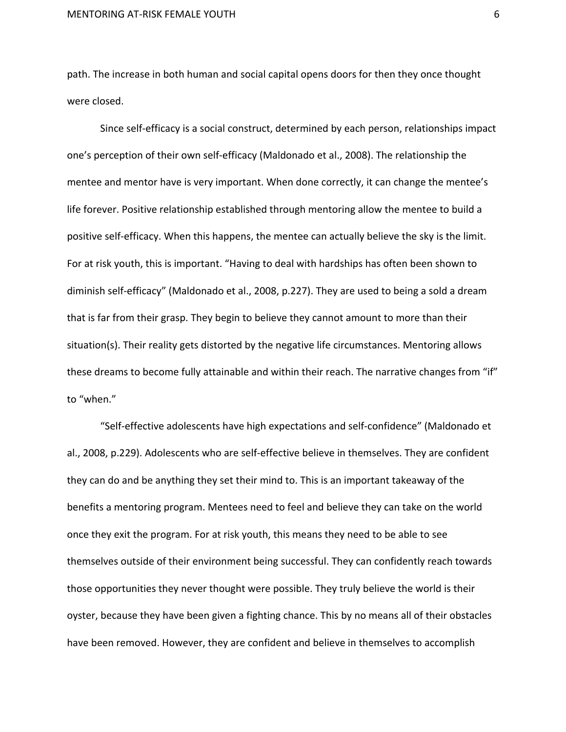path. The increase in both human and social capital opens doors for then they once thought were closed.

Since self-efficacy is a social construct, determined by each person, relationships impact one's perception of their own self-efficacy (Maldonado et al., 2008). The relationship the mentee and mentor have is very important. When done correctly, it can change the mentee's life forever. Positive relationship established through mentoring allow the mentee to build a positive self-efficacy. When this happens, the mentee can actually believe the sky is the limit. For at risk youth, this is important. "Having to deal with hardships has often been shown to diminish self-efficacy" (Maldonado et al., 2008, p.227). They are used to being a sold a dream that is far from their grasp. They begin to believe they cannot amount to more than their situation(s). Their reality gets distorted by the negative life circumstances. Mentoring allows these dreams to become fully attainable and within their reach. The narrative changes from "if" to "when."

"Self-effective adolescents have high expectations and self-confidence" (Maldonado et al., 2008, p.229). Adolescents who are self-effective believe in themselves. They are confident they can do and be anything they set their mind to. This is an important takeaway of the benefits a mentoring program. Mentees need to feel and believe they can take on the world once they exit the program. For at risk youth, this means they need to be able to see themselves outside of their environment being successful. They can confidently reach towards those opportunities they never thought were possible. They truly believe the world is their oyster, because they have been given a fighting chance. This by no means all of their obstacles have been removed. However, they are confident and believe in themselves to accomplish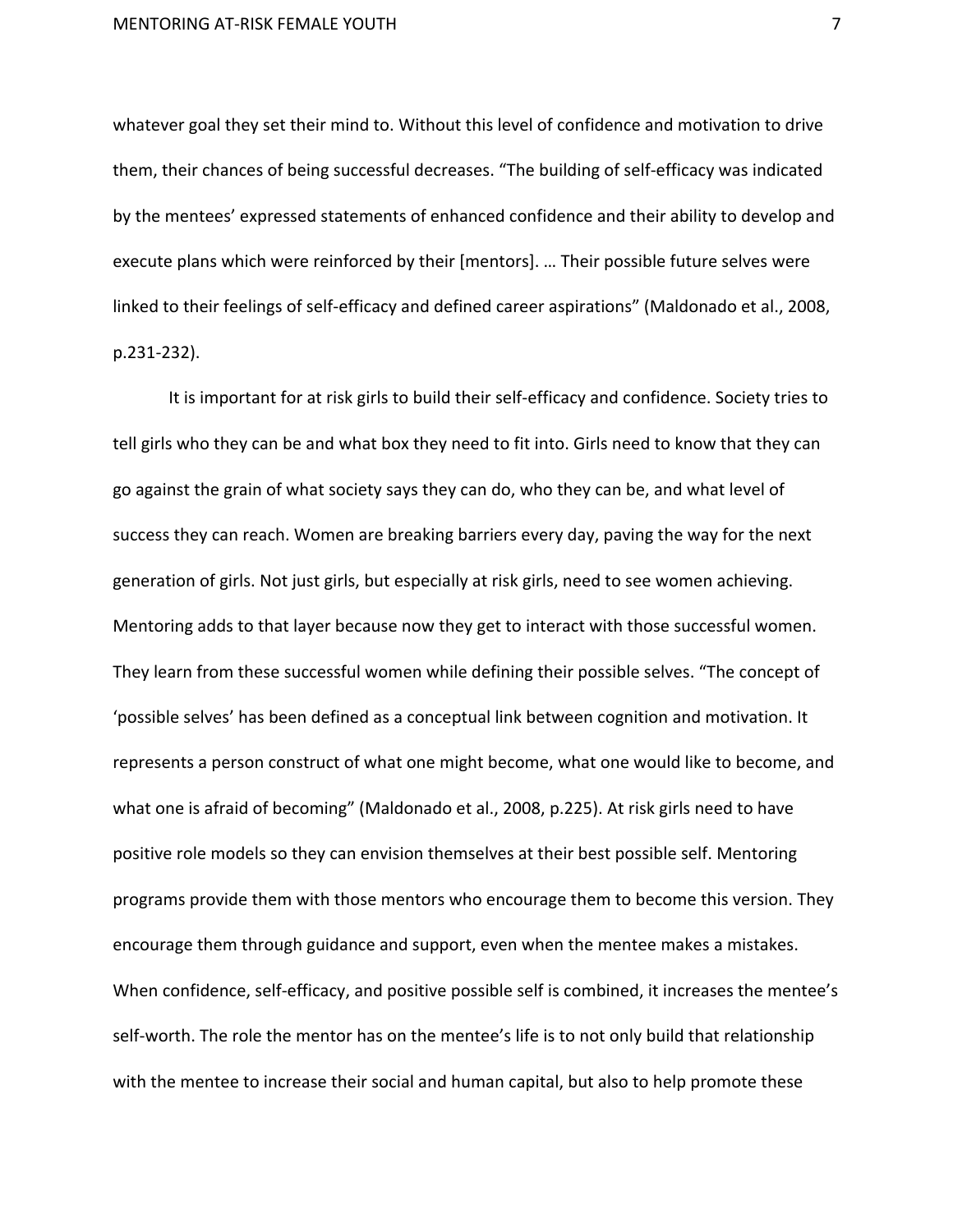whatever goal they set their mind to. Without this level of confidence and motivation to drive them, their chances of being successful decreases. "The building of self-efficacy was indicated by the mentees' expressed statements of enhanced confidence and their ability to develop and execute plans which were reinforced by their [mentors]. … Their possible future selves were linked to their feelings of self-efficacy and defined career aspirations" (Maldonado et al., 2008, p.231-232).

It is important for at risk girls to build their self-efficacy and confidence. Society tries to tell girls who they can be and what box they need to fit into. Girls need to know that they can go against the grain of what society says they can do, who they can be, and what level of success they can reach. Women are breaking barriers every day, paving the way for the next generation of girls. Not just girls, but especially at risk girls, need to see women achieving. Mentoring adds to that layer because now they get to interact with those successful women. They learn from these successful women while defining their possible selves. "The concept of 'possible selves' has been defined as a conceptual link between cognition and motivation. It represents a person construct of what one might become, what one would like to become, and what one is afraid of becoming" (Maldonado et al., 2008, p.225). At risk girls need to have positive role models so they can envision themselves at their best possible self. Mentoring programs provide them with those mentors who encourage them to become this version. They encourage them through guidance and support, even when the mentee makes a mistakes. When confidence, self-efficacy, and positive possible self is combined, it increases the mentee's self-worth. The role the mentor has on the mentee's life is to not only build that relationship with the mentee to increase their social and human capital, but also to help promote these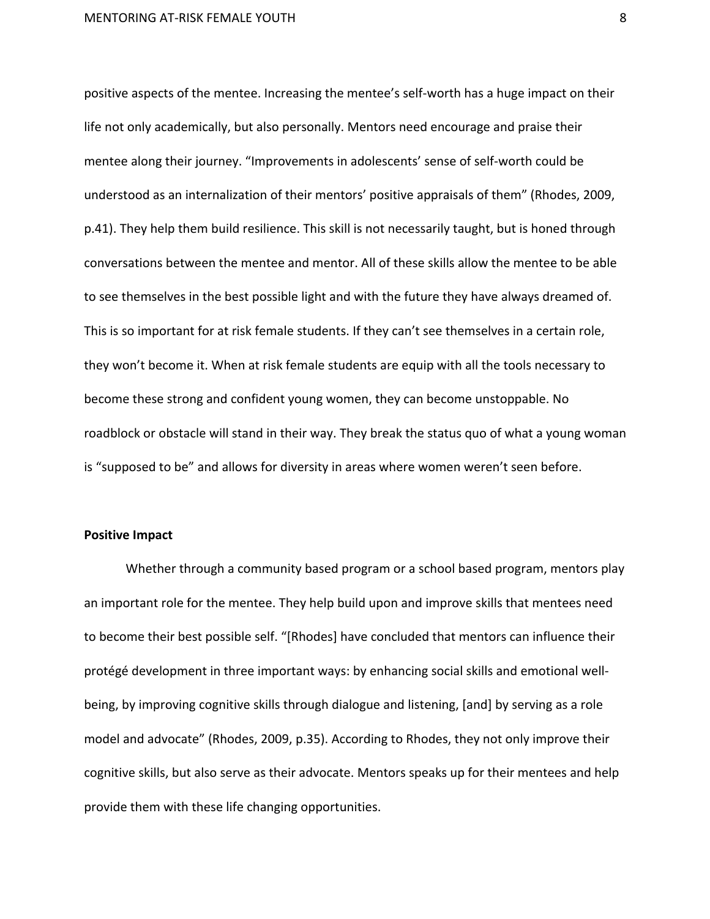positive aspects of the mentee. Increasing the mentee's self-worth has a huge impact on their life not only academically, but also personally. Mentors need encourage and praise their mentee along their journey. "Improvements in adolescents' sense of self-worth could be understood as an internalization of their mentors' positive appraisals of them" (Rhodes, 2009, p.41). They help them build resilience. This skill is not necessarily taught, but is honed through conversations between the mentee and mentor. All of these skills allow the mentee to be able to see themselves in the best possible light and with the future they have always dreamed of. This is so important for at risk female students. If they can't see themselves in a certain role, they won't become it. When at risk female students are equip with all the tools necessary to become these strong and confident young women, they can become unstoppable. No roadblock or obstacle will stand in their way. They break the status quo of what a young woman is "supposed to be" and allows for diversity in areas where women weren't seen before.

**Positive Impact**

Whether through a community based program or a school based program, mentors play an important role for the mentee. They help build upon and improve skills that mentees need to become their best possible self. "[Rhodes] have concluded that mentors can influence their protégé development in three important ways: by enhancing social skills and emotional well-being, by improving cognitive skills through dialogue and listening, [and] by serving as a role model and advocate" (Rhodes, 2009, p.35). According to Rhodes, they not only improve their cognitive skills, but also serve as their advocate. Mentors speaks up for their mentees and help provide them with these life changing opportunities.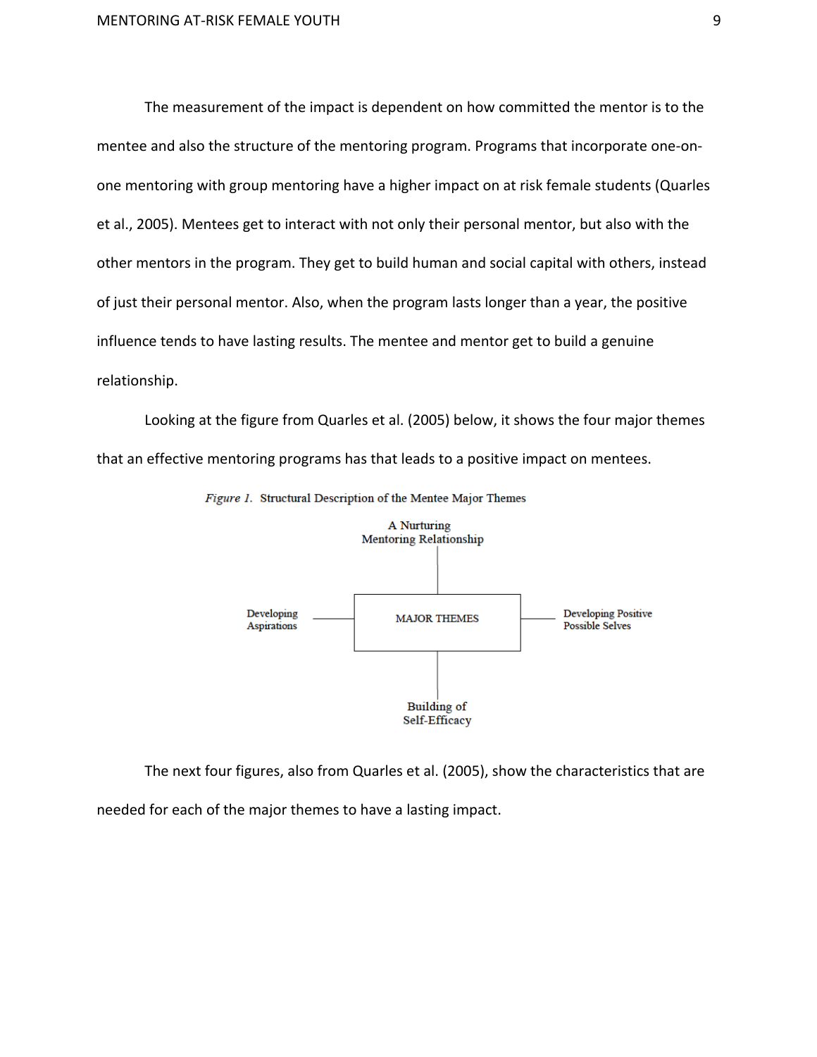The measurement of the impact is dependent on how committed the mentor is to the mentee and also the structure of the mentoring program. Programs that incorporate one-on-one mentoring with group mentoring have a higher impact on at risk female students (Quarles et al., 2005). Mentees get to interact with not only their personal mentor, but also with the other mentors in the program. They get to build human and social capital with others, instead of just their personal mentor. Also, when the program lasts longer than a year, the positive influence tends to have lasting results. The mentee and mentor get to build a genuine relationship.

Looking at the figure from Quarles et al. (2005) below, it shows the four major themes that an effective mentoring programs has that leads to a positive impact on mentees.

*Figure 1.* Structural Description of the Mentee Major Themes

A Nurturing Mentoring Relationship

Developing Aspirations

MAJOR THEMES

Developing Positive Possible Selves

Building of Self-Efficacy

The next four figures, also from Quarles et al. (2005), show the characteristics that are needed for each of the major themes to have a lasting impact.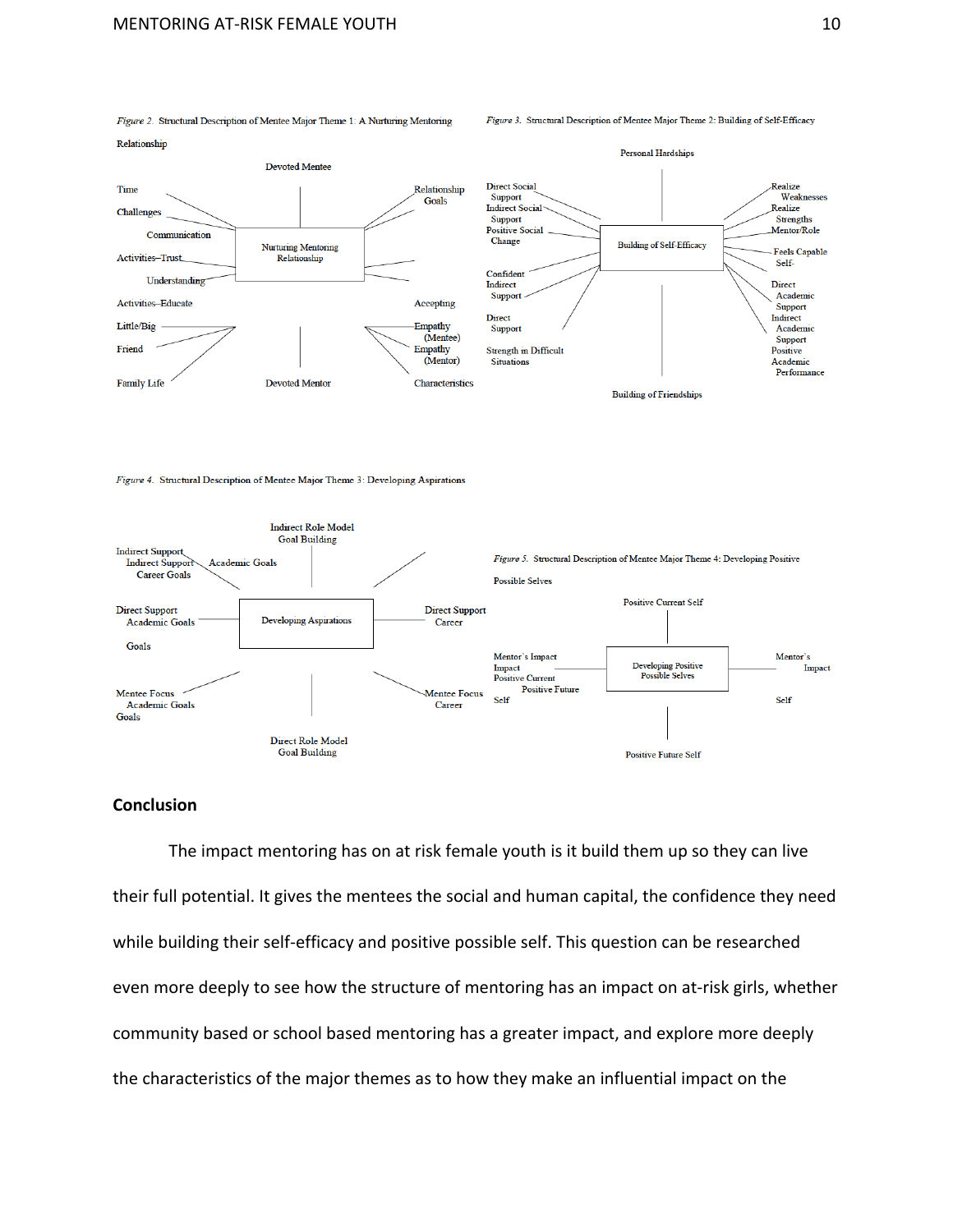*Figure 2.* Structural Description of Mentee Major Theme 1: A Nurturing Mentoring Relationship

Devoted Mentee

Time

Challenges

Communication

Activities–Trust

Understanding

Activities–Educate

Little/Big

Friend

Family Life

Nurturing Mentoring Relationship

Relationship Goals

Accepting

Empathy (Mentee)

Empathy (Mentor)

Characteristics

Devoted Mentor

*Figure 3.* Structural Description of Mentee Major Theme 2: Building of Self-Efficacy

Personal Hardships

Direct Social Support

Indirect Social Support

Positive Social Change

Confident Indirect Support

Direct Support

Strength in Difficult Situations

Building of Self-Efficacy

Realize Weaknesses

Realize Strengths

Mentor/Role

Feels Capable Self-

Direct Academic Support

Indirect Academic Support

Positive Academic Performance

Building of Friendships

*Figure 4.* Structural Description of Mentee Major Theme 3: Developing Aspirations

Indirect Role Model Goal Building

Indirect Support

Indirect Support Career Goals

Academic Goals

Direct Support Academic Goals

Goals

Developing Aspirations

Direct Support Career

Mentee Focus Academic Goals

Goals

Mentee Focus Career

Direct Role Model Goal Building

*Figure 5.* Structural Description of Mentee Major Theme 4: Developing Positive Possible Selves

Positive Current Self

Mentor's Impact

Impact

Positive Current

Positive Future

Self

Developing Positive Possible Selves

Mentor's Impact

Self

Positive Future Self

## Conclusion

The impact mentoring has on at risk female youth is it build them up so they can live their full potential. It gives the mentees the social and human capital, the confidence they need while building their self-efficacy and positive possible self. This question can be researched even more deeply to see how the structure of mentoring has an impact on at-risk girls, whether community based or school based mentoring has a greater impact, and explore more deeply the characteristics of the major themes as to how they make an influential impact on the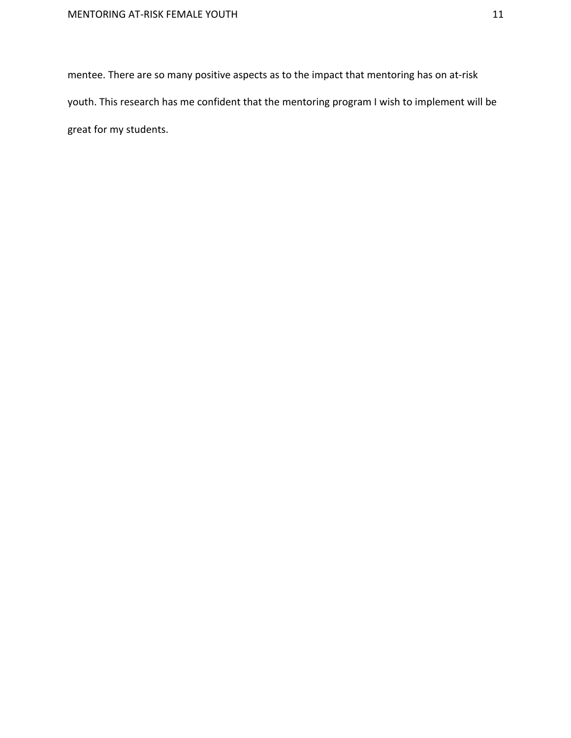mentee. There are so many positive aspects as to the impact that mentoring has on at-risk youth. This research has me confident that the mentoring program I wish to implement will be great for my students.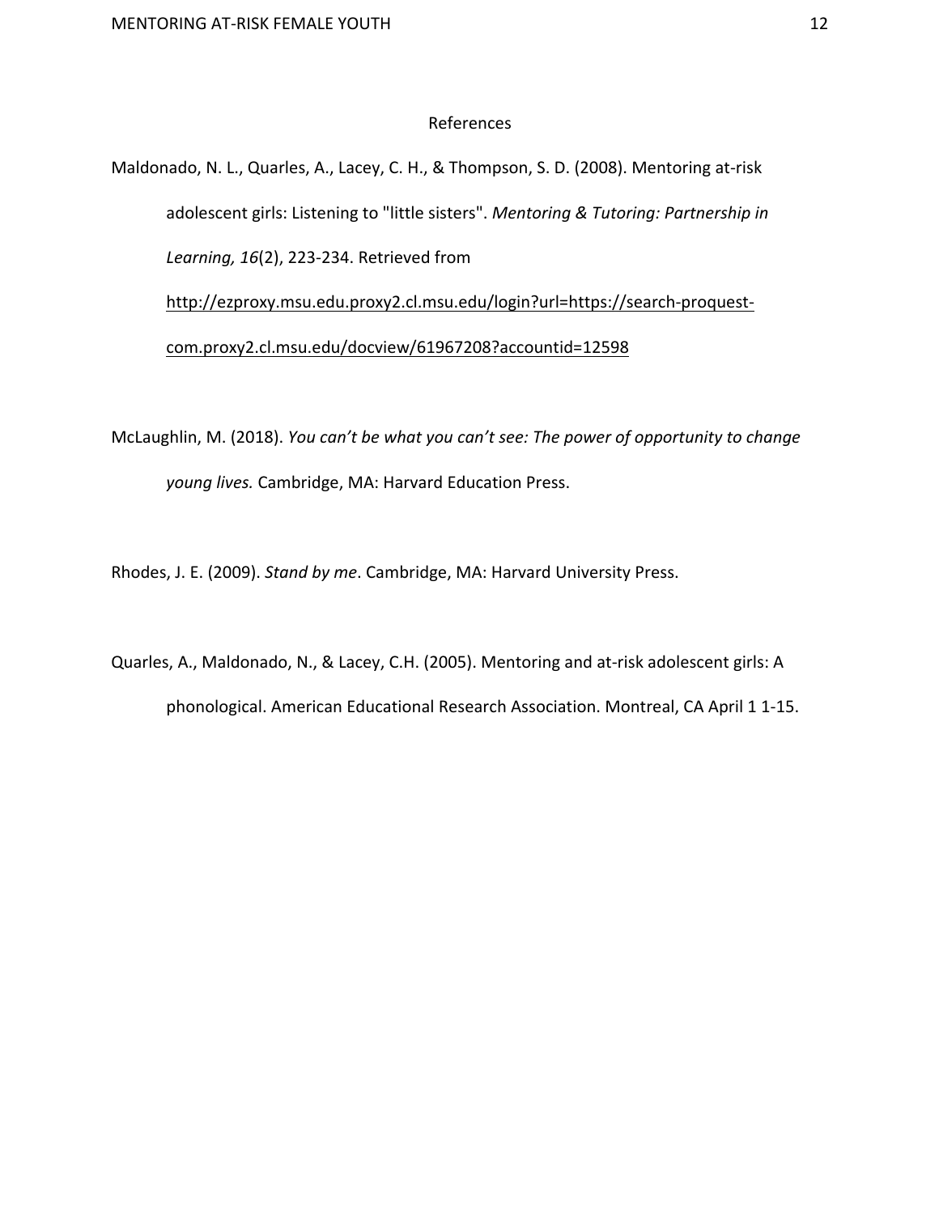# References

Maldonado, N. L., Quarles, A., Lacey, C. H., & Thompson, S. D. (2008). Mentoring at-risk adolescent girls: Listening to "little sisters". *Mentoring & Tutoring: Partnership in Learning, 16*(2), 223-234. Retrieved from http://ezproxy.msu.edu.proxy2.cl.msu.edu/login?url=https://search-proquest-com.proxy2.cl.msu.edu/docview/61967208?accountid=12598

McLaughlin, M. (2018). *You can't be what you can't see: The power of opportunity to change young lives.* Cambridge, MA: Harvard Education Press.

Rhodes, J. E. (2009). *Stand by me*. Cambridge, MA: Harvard University Press.

Quarles, A., Maldonado, N., & Lacey, C.H. (2005). Mentoring and at-risk adolescent girls: A phonological. American Educational Research Association. Montreal, CA April 1 1-15.